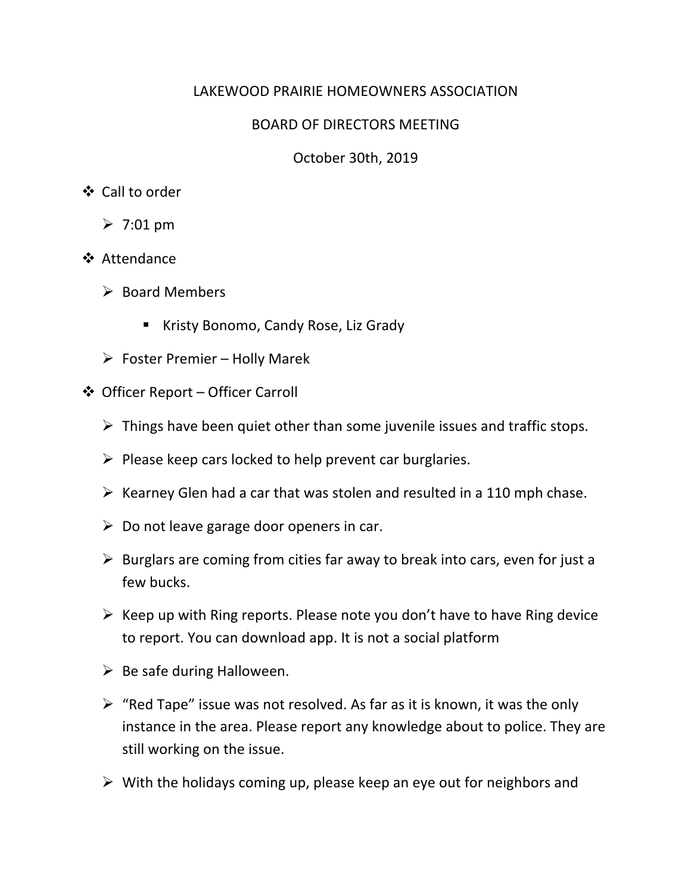LAKEWOOD PRAIRIE HOMEOWNERS ASSOCIATION

BOARD OF DIRECTORS MEETING

October 30th, 2019

- Call to order
  - 7:01 pm
- Attendance
  - Board Members
    - Kristy Bonomo, Candy Rose, Liz Grady
  - Foster Premier – Holly Marek
- Officer Report – Officer Carroll
  - Things have been quiet other than some juvenile issues and traffic stops.
  - Please keep cars locked to help prevent car burglaries.
  - Kearney Glen had a car that was stolen and resulted in a 110 mph chase.
  - Do not leave garage door openers in car.
  - Burglars are coming from cities far away to break into cars, even for just a few bucks.
  - Keep up with Ring reports. Please note you don't have to have Ring device to report. You can download app. It is not a social platform
  - Be safe during Halloween.
  - "Red Tape" issue was not resolved. As far as it is known, it was the only instance in the area. Please report any knowledge about to police. They are still working on the issue.
  - With the holidays coming up, please keep an eye out for neighbors and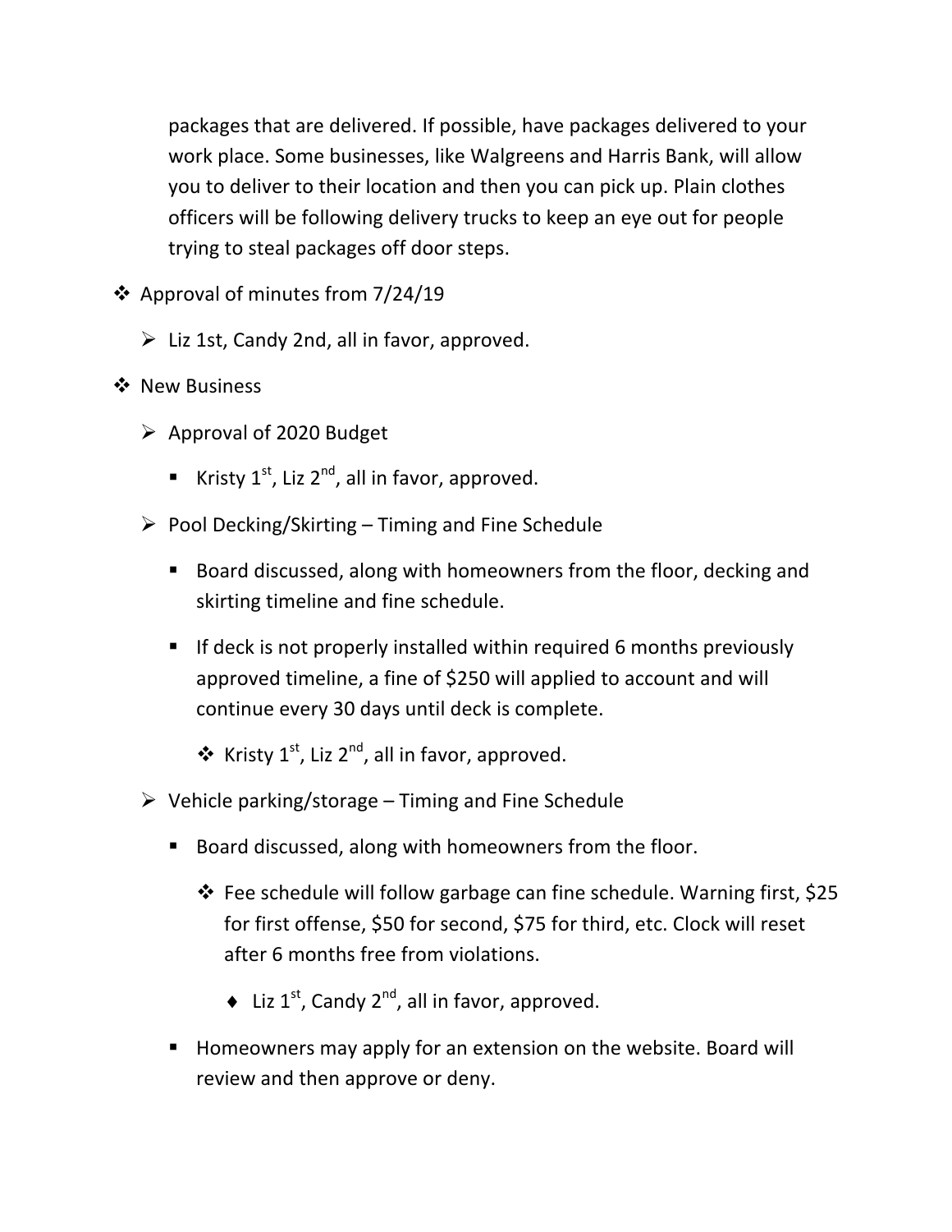packages that are delivered. If possible, have packages delivered to your work place. Some businesses, like Walgreens and Harris Bank, will allow you to deliver to their location and then you can pick up. Plain clothes officers will be following delivery trucks to keep an eye out for people trying to steal packages off door steps.

- Approval of minutes from 7/24/19
  - Liz 1st, Candy 2nd, all in favor, approved.
- New Business
  - Approval of 2020 Budget
    - Kristy 1st, Liz 2nd, all in favor, approved.
  - Pool Decking/Skirting – Timing and Fine Schedule
    - Board discussed, along with homeowners from the floor, decking and skirting timeline and fine schedule.
    - If deck is not properly installed within required 6 months previously approved timeline, a fine of $250 will applied to account and will continue every 30 days until deck is complete.
      - Kristy 1st, Liz 2nd, all in favor, approved.
  - Vehicle parking/storage – Timing and Fine Schedule
    - Board discussed, along with homeowners from the floor.
      - Fee schedule will follow garbage can fine schedule. Warning first, $25 for first offense, $50 for second, $75 for third, etc. Clock will reset after 6 months free from violations.
        - Liz 1st, Candy 2nd, all in favor, approved.
    - Homeowners may apply for an extension on the website. Board will review and then approve or deny.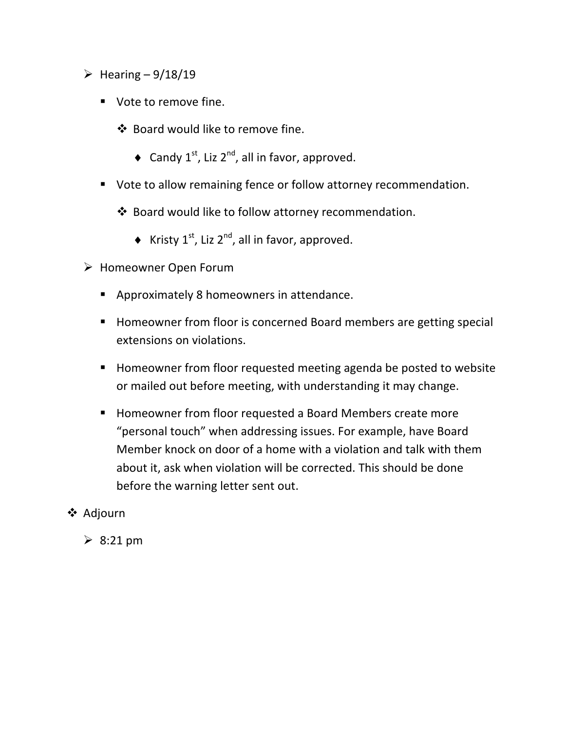- Hearing – 9/18/19
    - Vote to remove fine.
        - Board would like to remove fine.
            - Candy 1st, Liz 2nd, all in favor, approved.
    - Vote to allow remaining fence or follow attorney recommendation.
        - Board would like to follow attorney recommendation.
            - Kristy 1st, Liz 2nd, all in favor, approved.
- Homeowner Open Forum
    - Approximately 8 homeowners in attendance.
    - Homeowner from floor is concerned Board members are getting special extensions on violations.
    - Homeowner from floor requested meeting agenda be posted to website or mailed out before meeting, with understanding it may change.
    - Homeowner from floor requested a Board Members create more "personal touch" when addressing issues. For example, have Board Member knock on door of a home with a violation and talk with them about it, ask when violation will be corrected. This should be done before the warning letter sent out.

- Adjourn
    - 8:21 pm